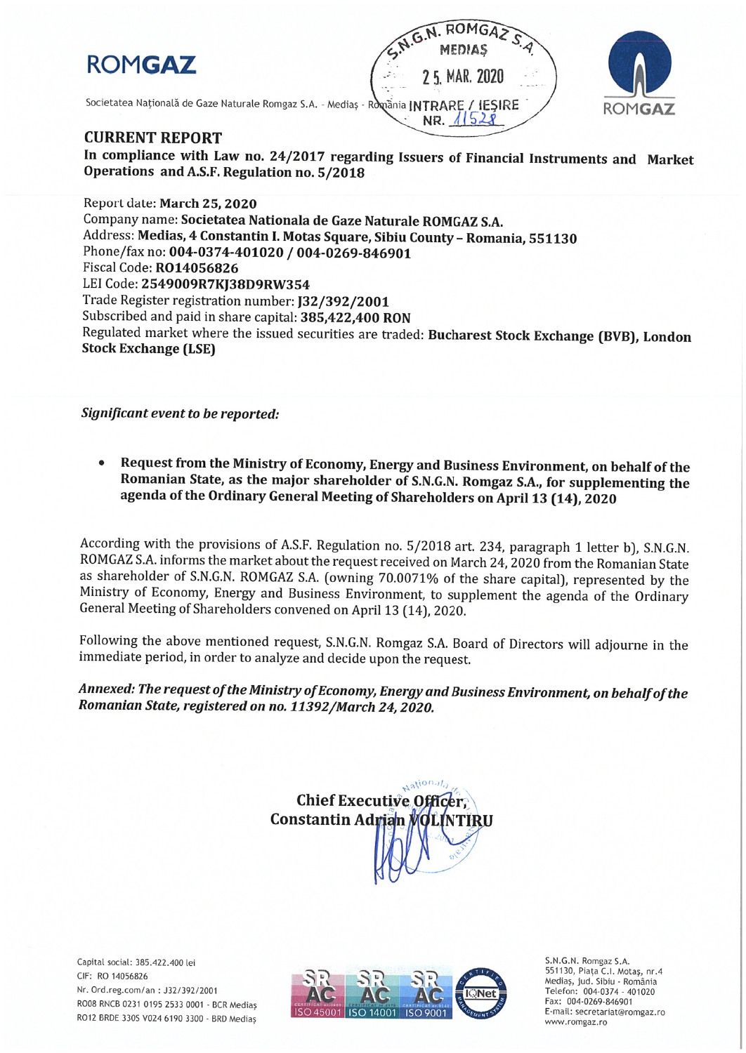# ROMGAZ

Societatea Naţională de Gaze Naturale Romgaz S.A. - Mediaş - România

S.N.G.N. ROMGAZ S.A.
MEDIAŞ
25. MAR. 2020
INTRARE / IEŞIRE
NR. 11528

## CURRENT REPORT

**In compliance with Law no. 24/2017 regarding Issuers of Financial Instruments and Market Operations and A.S.F. Regulation no. 5/2018**

Report date: **March 25, 2020**
Company name: **Societatea Nationala de Gaze Naturale ROMGAZ S.A.**
Address: **Medias, 4 Constantin I. Motas Square, Sibiu County – Romania, 551130**
Phone/fax no: **004-0374-401020 / 004-0269-846901**
Fiscal Code: **RO14056826**
LEI Code: **2549009R7KJ38D9RW354**
Trade Register registration number: **J32/392/2001**
Subscribed and paid in share capital: **385,422,400 RON**
Regulated market where the issued securities are traded: **Bucharest Stock Exchange (BVB), London Stock Exchange (LSE)**

***Significant event to be reported:***

- **Request from the Ministry of Economy, Energy and Business Environment, on behalf of the Romanian State, as the major shareholder of S.N.G.N. Romgaz S.A., for supplementing the agenda of the Ordinary General Meeting of Shareholders on April 13 (14), 2020**

According with the provisions of A.S.F. Regulation no. 5/2018 art. 234, paragraph 1 letter b), S.N.G.N. ROMGAZ S.A. informs the market about the request received on March 24, 2020 from the Romanian State as shareholder of S.N.G.N. ROMGAZ S.A. (owning 70.0071% of the share capital), represented by the Ministry of Economy, Energy and Business Environment, to supplement the agenda of the Ordinary General Meeting of Shareholders convened on April 13 (14), 2020.

Following the above mentioned request, S.N.G.N. Romgaz S.A. Board of Directors will adjourne in the immediate period, in order to analyze and decide upon the request.

***Annexed: The request of the Ministry of Economy, Energy and Business Environment, on behalf of the Romanian State, registered on no. 11392/March 24, 2020.***

**Chief Executive Officer,**
**Constantin Adrian VOLINTIRU**

Capital social: 385.422.400 lei
CIF: RO 14056826
Nr. Ord.reg.com/an : J32/392/2001
RO08 RNCB 0231 0195 2533 0001 - BCR Mediaş
RO12 BRDE 330S V024 6190 3300 - BRD Mediaş

ISO 45001 | ISO 14001 | ISO 9001

S.N.G.N. Romgaz S.A.
551130, Piața C.I. Motaş, nr.4
Mediaş, jud. Sibiu - România
Telefon: 004-0374 - 401020
Fax: 004-0269-846901
E-mail: secretariat@romgaz.ro
www.romgaz.ro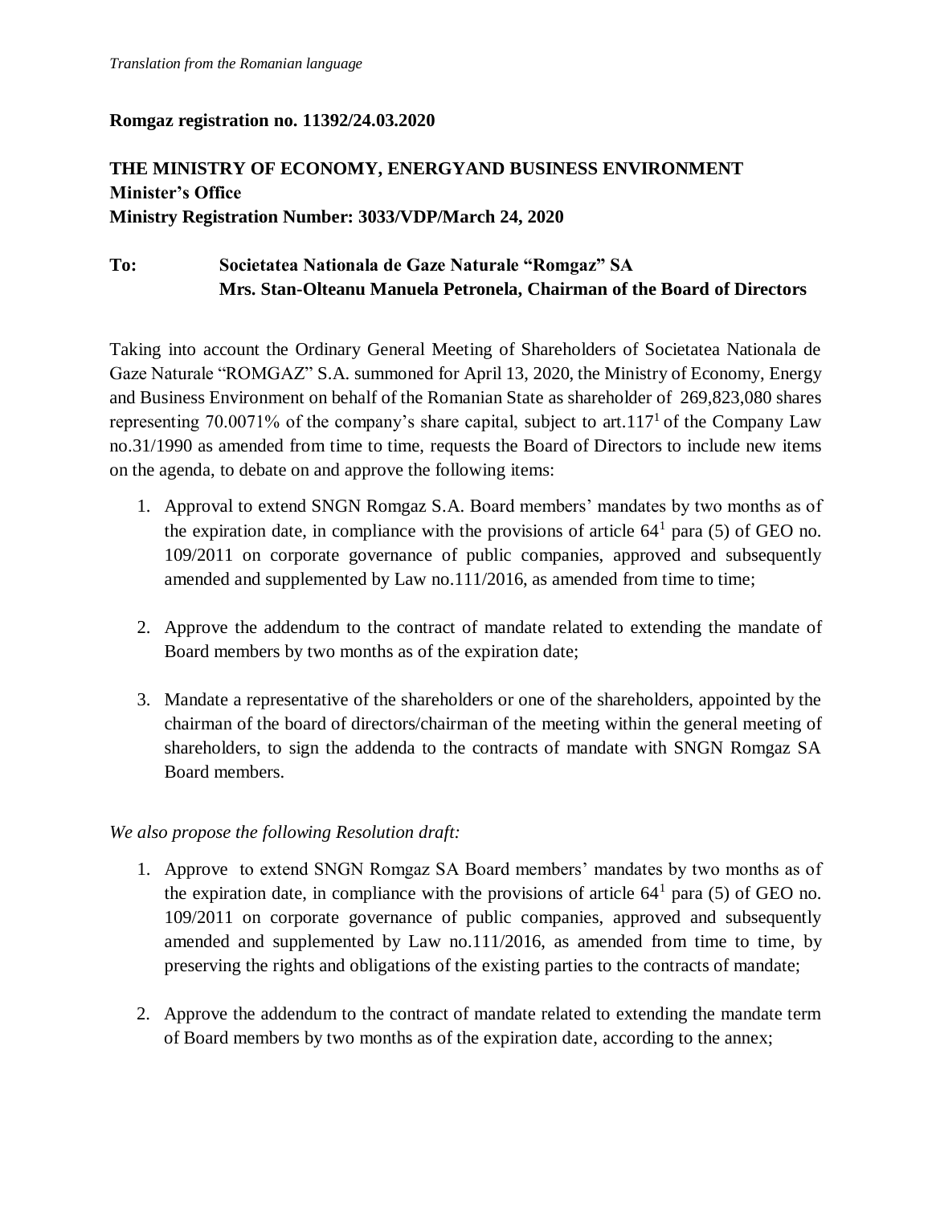*Translation from the Romanian language*

**Romgaz registration no. 11392/24.03.2020**

**THE MINISTRY OF ECONOMY, ENERGYAND BUSINESS ENVIRONMENT**
**Minister's Office**
**Ministry Registration Number: 3033/VDP/March 24, 2020**

**To: Societatea Nationala de Gaze Naturale "Romgaz" SA**
**Mrs. Stan-Olteanu Manuela Petronela, Chairman of the Board of Directors**

Taking into account the Ordinary General Meeting of Shareholders of Societatea Nationala de Gaze Naturale "ROMGAZ" S.A. summoned for April 13, 2020, the Ministry of Economy, Energy and Business Environment on behalf of the Romanian State as shareholder of 269,823,080 shares representing 70.0071% of the company's share capital, subject to art.117[1] of the Company Law no.31/1990 as amended from time to time, requests the Board of Directors to include new items on the agenda, to debate on and approve the following items:

1. Approval to extend SNGN Romgaz S.A. Board members' mandates by two months as of the expiration date, in compliance with the provisions of article 64[1] para (5) of GEO no. 109/2011 on corporate governance of public companies, approved and subsequently amended and supplemented by Law no.111/2016, as amended from time to time;

2. Approve the addendum to the contract of mandate related to extending the mandate of Board members by two months as of the expiration date;

3. Mandate a representative of the shareholders or one of the shareholders, appointed by the chairman of the board of directors/chairman of the meeting within the general meeting of shareholders, to sign the addenda to the contracts of mandate with SNGN Romgaz SA Board members.

*We also propose the following Resolution draft:*

1. Approve to extend SNGN Romgaz SA Board members' mandates by two months as of the expiration date, in compliance with the provisions of article 64[1] para (5) of GEO no. 109/2011 on corporate governance of public companies, approved and subsequently amended and supplemented by Law no.111/2016, as amended from time to time, by preserving the rights and obligations of the existing parties to the contracts of mandate;

2. Approve the addendum to the contract of mandate related to extending the mandate term of Board members by two months as of the expiration date, according to the annex;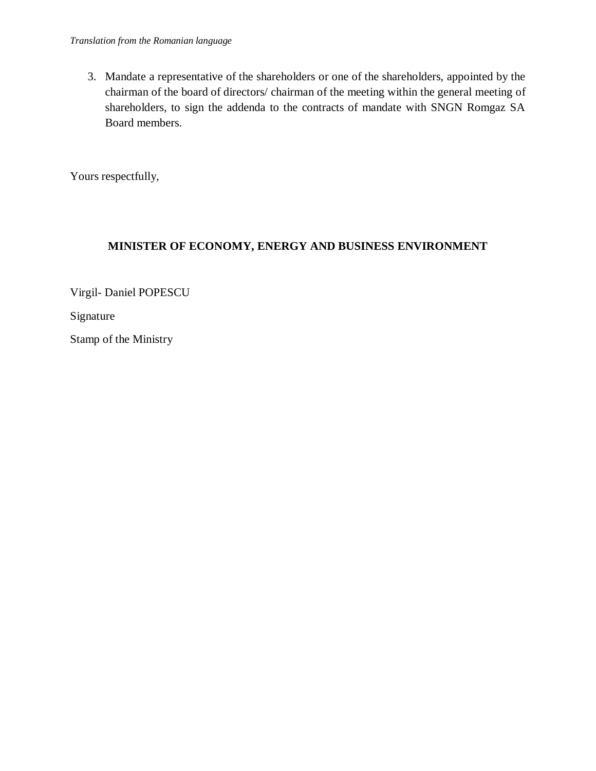*Translation from the Romanian language*

3. Mandate a representative of the shareholders or one of the shareholders, appointed by the chairman of the board of directors/ chairman of the meeting within the general meeting of shareholders, to sign the addenda to the contracts of mandate with SNGN Romgaz SA Board members.

Yours respectfully,

**MINISTER OF ECONOMY, ENERGY AND BUSINESS ENVIRONMENT**

Virgil- Daniel POPESCU

Signature

Stamp of the Ministry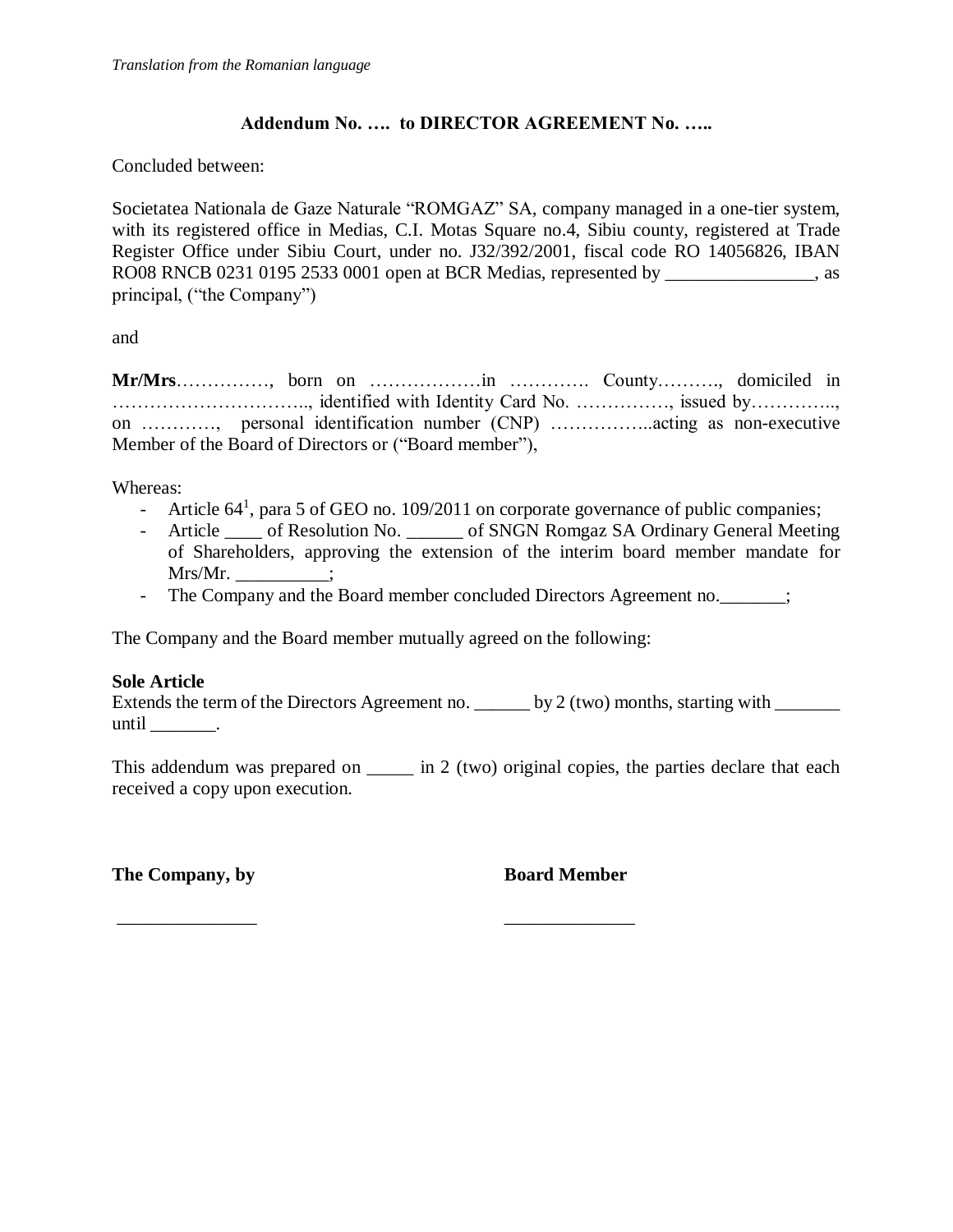*Translation from the Romanian language*

**Addendum No. …. to DIRECTOR AGREEMENT No. …..**

Concluded between:

Societatea Nationala de Gaze Naturale "ROMGAZ" SA, company managed in a one-tier system, with its registered office in Medias, C.I. Motas Square no.4, Sibiu county, registered at Trade Register Office under Sibiu Court, under no. J32/392/2001, fiscal code RO 14056826, IBAN RO08 RNCB 0231 0195 2533 0001 open at BCR Medias, represented by ________________, as principal, ("the Company")

and

**Mr/Mrs**……………, born on ………………in …………. County………., domiciled in ………………………….., identified with Identity Card No. ……………, issued by………….., on …………, personal identification number (CNP) ……………..acting as non-executive Member of the Board of Directors or ("Board member"),

Whereas:

- Article 64[1], para 5 of GEO no. 109/2011 on corporate governance of public companies;
- Article ____ of Resolution No. ______ of SNGN Romgaz SA Ordinary General Meeting of Shareholders, approving the extension of the interim board member mandate for Mrs/Mr. __________;
- The Company and the Board member concluded Directors Agreement no._______;

The Company and the Board member mutually agreed on the following:

**Sole Article**

Extends the term of the Directors Agreement no. ______ by 2 (two) months, starting with _______ until _______.

This addendum was prepared on _____ in 2 (two) original copies, the parties declare that each received a copy upon execution.

| **The Company, by** | **Board Member** |
|---|---|
| _______________ | ______________ |